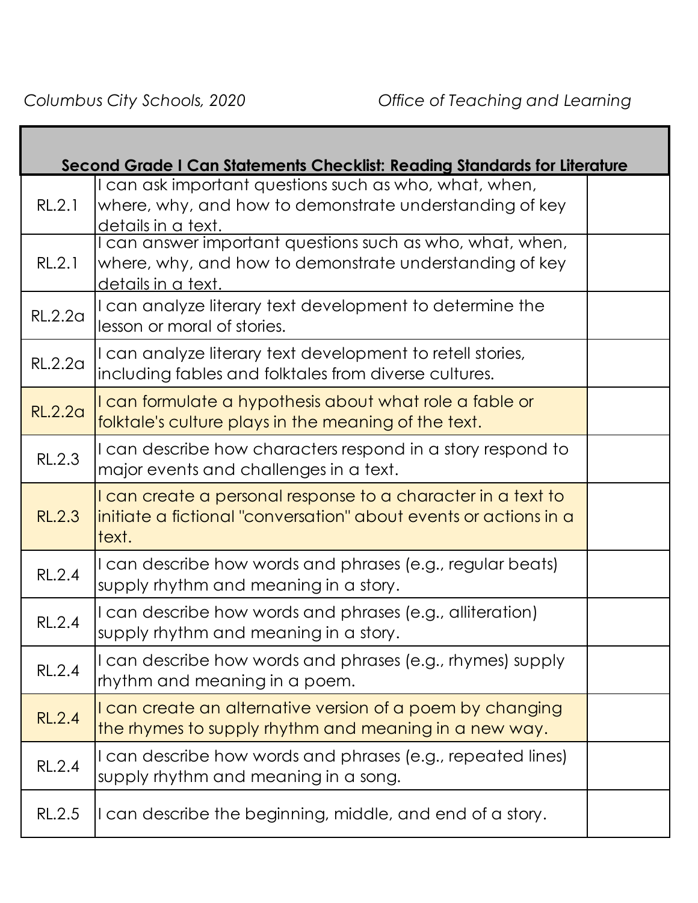Columbus City Schools, 2020 — Office of Teaching and Learning

| Second Grade I Can Statements Checklist: Reading Standards for Literature | | |
|---|---|---|
| RL.2.1 | I can ask important questions such as who, what, when, where, why, and how to demonstrate understanding of key details in a text. | |
| RL.2.1 | I can answer important questions such as who, what, when, where, why, and how to demonstrate understanding of key details in a text. | |
| RL.2.2a | I can analyze literary text development to determine the lesson or moral of stories. | |
| RL.2.2a | I can analyze literary text development to retell stories, including fables and folktales from diverse cultures. | |
| RL.2.2a | I can formulate a hypothesis about what role a fable or folktale's culture plays in the meaning of the text. | |
| RL.2.3 | I can describe how characters respond in a story respond to major events and challenges in a text. | |
| RL.2.3 | I can create a personal response to a character in a text to initiate a fictional "conversation" about events or actions in a text. | |
| RL.2.4 | I can describe how words and phrases (e.g., regular beats) supply rhythm and meaning in a story. | |
| RL.2.4 | I can describe how words and phrases (e.g., alliteration) supply rhythm and meaning in a story. | |
| RL.2.4 | I can describe how words and phrases (e.g., rhymes) supply rhythm and meaning in a poem. | |
| RL.2.4 | I can create an alternative version of a poem by changing the rhymes to supply rhythm and meaning in a new way. | |
| RL.2.4 | I can describe how words and phrases (e.g., repeated lines) supply rhythm and meaning in a song. | |
| RL.2.5 | I can describe the beginning, middle, and end of a story. | |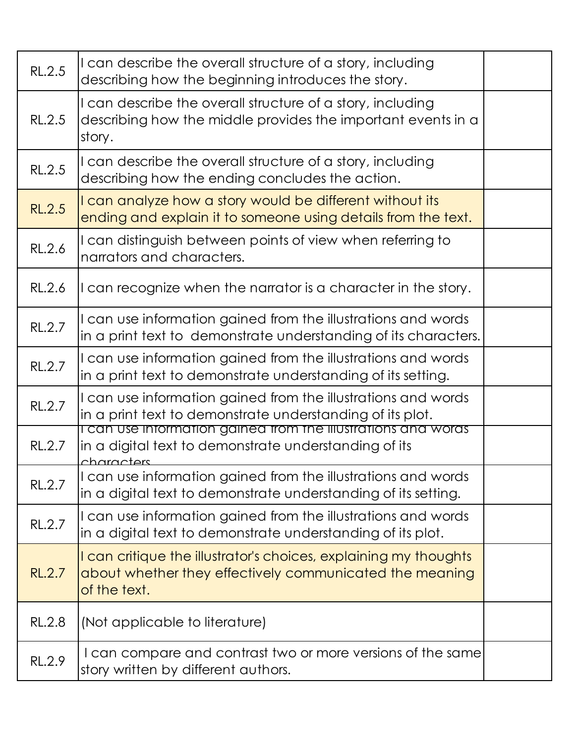| | | |
|---|---|---|
| RL.2.5 | I can describe the overall structure of a story, including describing how the beginning introduces the story. | |
| RL.2.5 | I can describe the overall structure of a story, including describing how the middle provides the important events in a story. | |
| RL.2.5 | I can describe the overall structure of a story, including describing how the ending concludes the action. | |
| RL.2.5 | I can analyze how a story would be different without its ending and explain it to someone using details from the text. | |
| RL.2.6 | I can distinguish between points of view when referring to narrators and characters. | |
| RL.2.6 | I can recognize when the narrator is a character in the story. | |
| RL.2.7 | I can use information gained from the illustrations and words in a print text to demonstrate understanding of its characters. | |
| RL.2.7 | I can use information gained from the illustrations and words in a print text to demonstrate understanding of its setting. | |
| RL.2.7 | I can use information gained from the illustrations and words in a print text to demonstrate understanding of its plot. | |
| RL.2.7 | I can use information gained from the illustrations and words in a digital text to demonstrate understanding of its characters. | |
| RL.2.7 | I can use information gained from the illustrations and words in a digital text to demonstrate understanding of its setting. | |
| RL.2.7 | I can use information gained from the illustrations and words in a digital text to demonstrate understanding of its plot. | |
| RL.2.7 | I can critique the illustrator's choices, explaining my thoughts about whether they effectively communicated the meaning of the text. | |
| RL.2.8 | (Not applicable to literature) | |
| RL.2.9 | I can compare and contrast two or more versions of the same story written by different authors. | |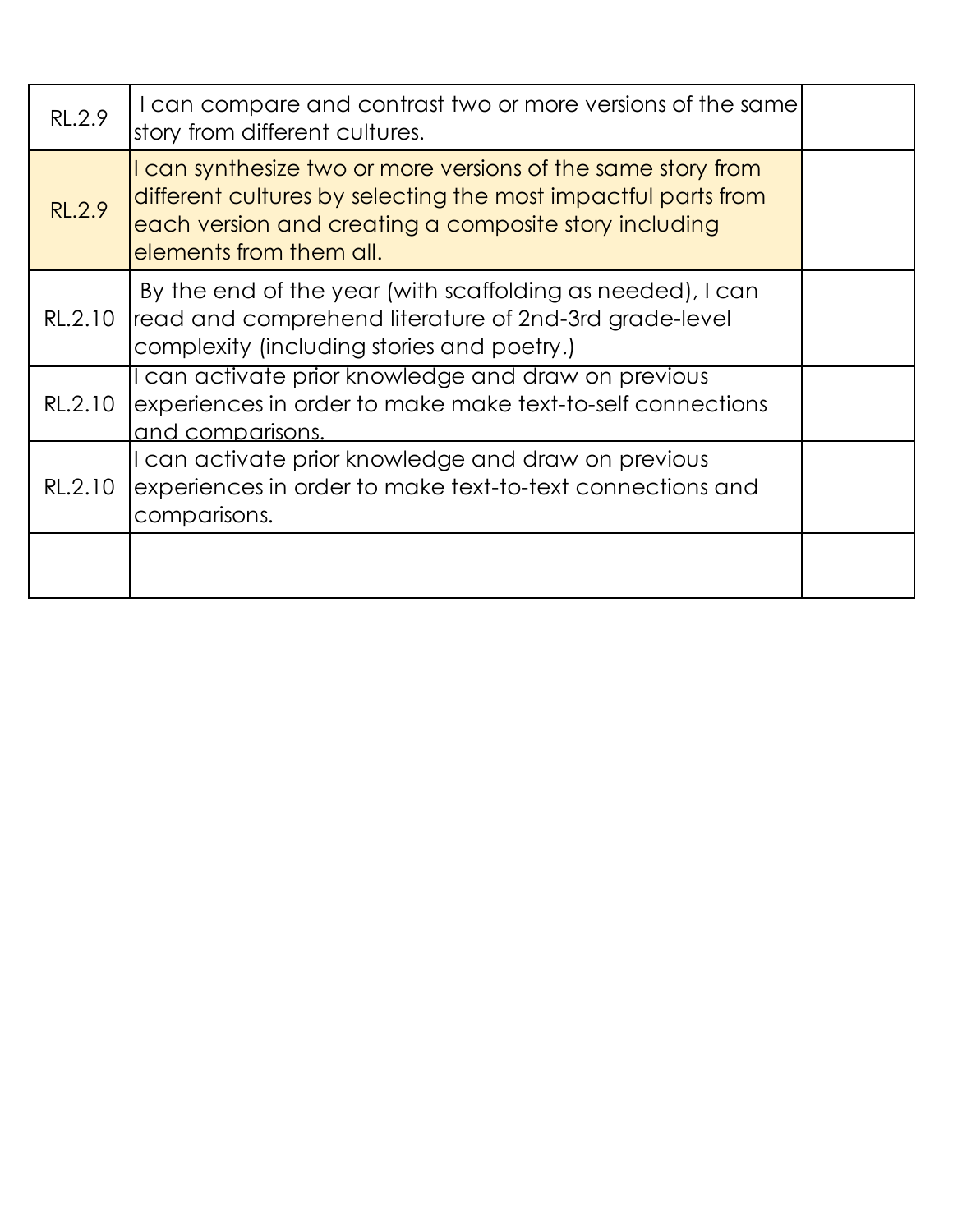| | | |
|---|---|---|
| RL.2.9 | I can compare and contrast two or more versions of the same story from different cultures. | |
| RL.2.9 | I can synthesize two or more versions of the same story from different cultures by selecting the most impactful parts from each version and creating a composite story including elements from them all. | |
| RL.2.10 | By the end of the year (with scaffolding as needed), I can read and comprehend literature of 2nd-3rd grade-level complexity (including stories and poetry.) | |
| RL.2.10 | I can activate prior knowledge and draw on previous experiences in order to make make text-to-self connections and comparisons. | |
| RL.2.10 | I can activate prior knowledge and draw on previous experiences in order to make text-to-text connections and comparisons. | |
| | | |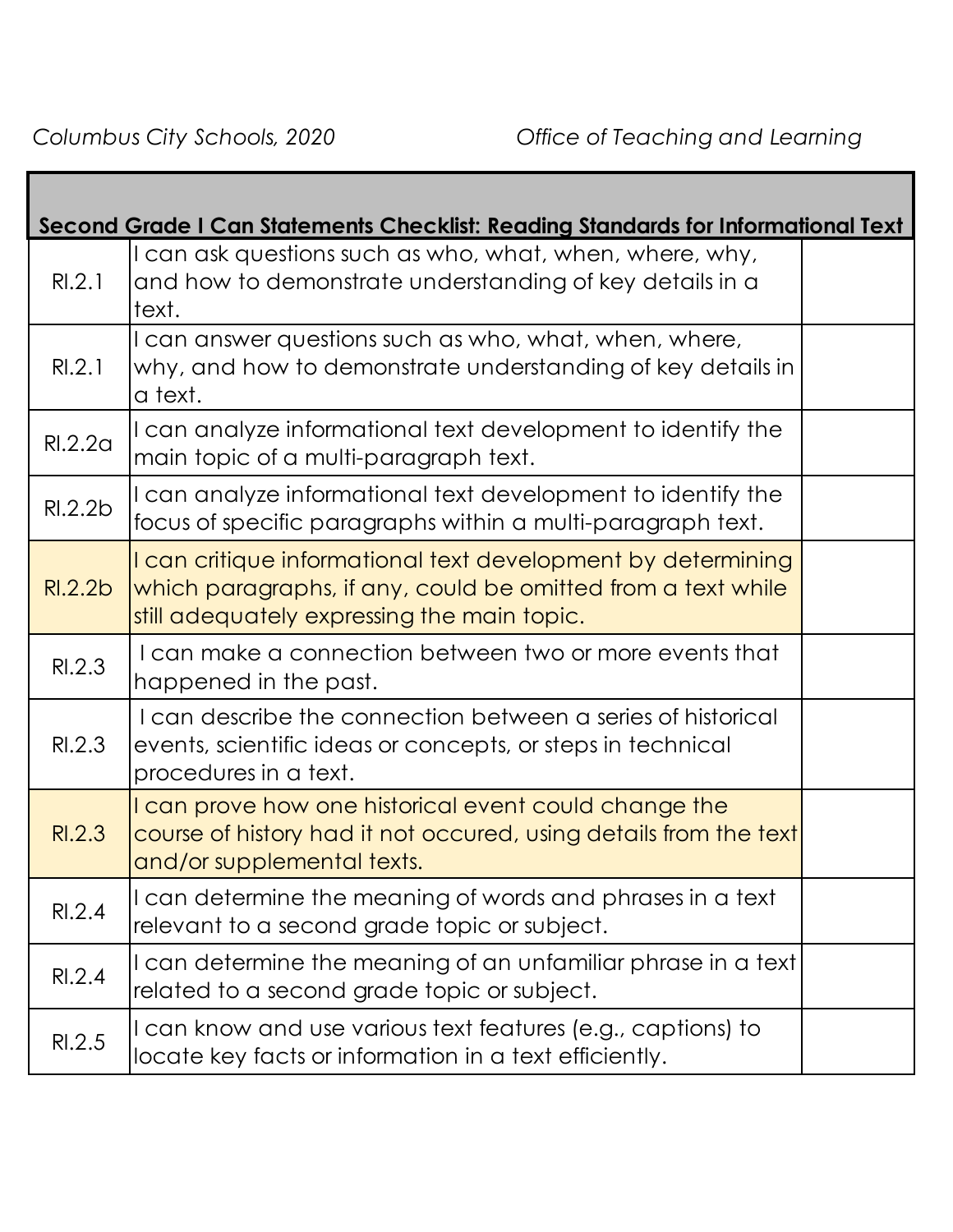| Second Grade I Can Statements Checklist: Reading Standards for Informational Text | | |
|---|---|---|
| RI.2.1 | I can ask questions such as who, what, when, where, why, and how to demonstrate understanding of key details in a text. | |
| RI.2.1 | I can answer questions such as who, what, when, where, why, and how to demonstrate understanding of key details in a text. | |
| RI.2.2a | I can analyze informational text development to identify the main topic of a multi-paragraph text. | |
| RI.2.2b | I can analyze informational text development to identify the focus of specific paragraphs within a multi-paragraph text. | |
| RI.2.2b | I can critique informational text development by determining which paragraphs, if any, could be omitted from a text while still adequately expressing the main topic. | |
| RI.2.3 | I can make a connection between two or more events that happened in the past. | |
| RI.2.3 | I can describe the connection between a series of historical events, scientific ideas or concepts, or steps in technical procedures in a text. | |
| RI.2.3 | I can prove how one historical event could change the course of history had it not occured, using details from the text and/or supplemental texts. | |
| RI.2.4 | I can determine the meaning of words and phrases in a text relevant to a second grade topic or subject. | |
| RI.2.4 | I can determine the meaning of an unfamiliar phrase in a text related to a second grade topic or subject. | |
| RI.2.5 | I can know and use various text features (e.g., captions) to locate key facts or information in a text efficiently. | |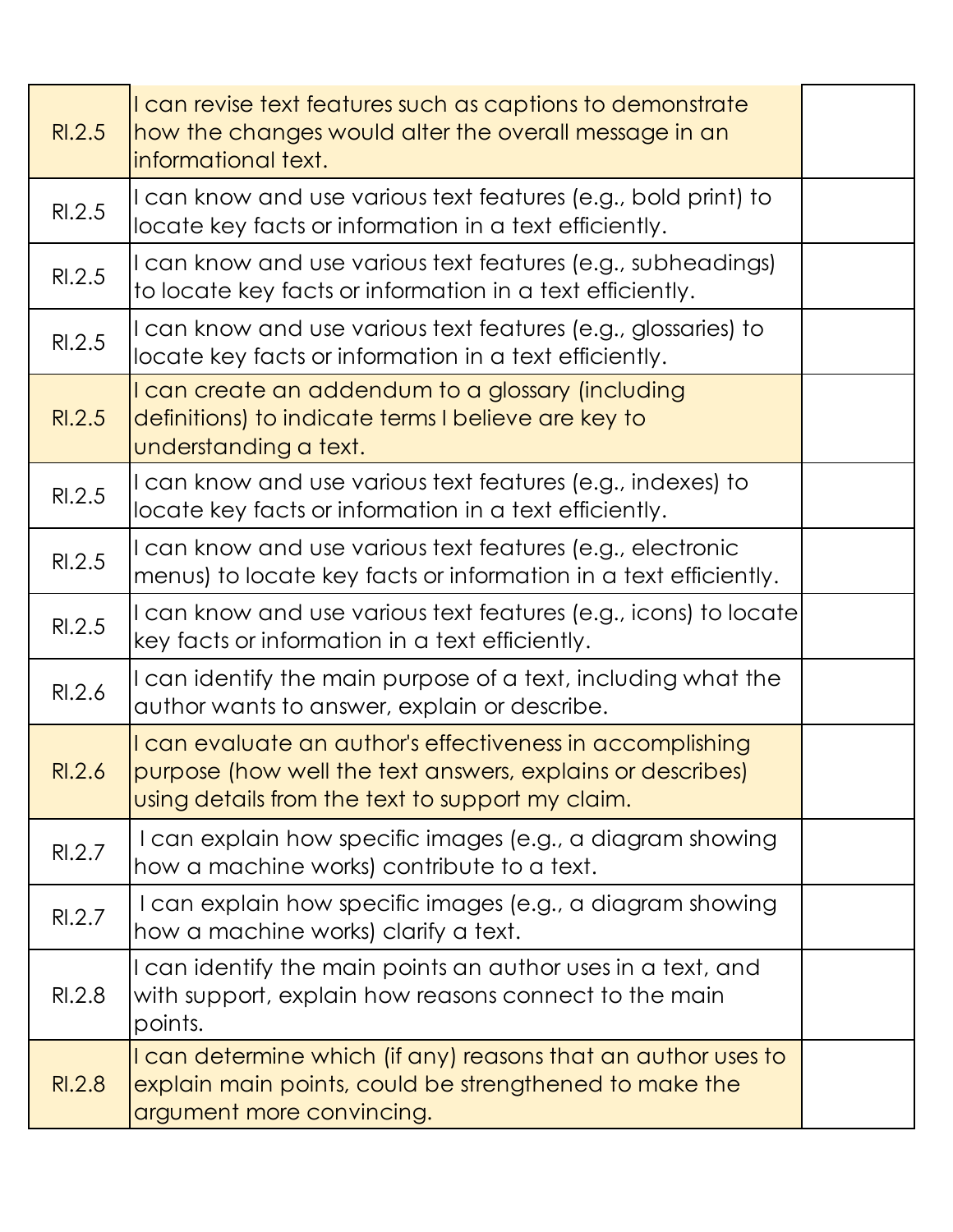| | | |
|---|---|---|
| RI.2.5 | I can revise text features such as captions to demonstrate how the changes would alter the overall message in an informational text. | |
| RI.2.5 | I can know and use various text features (e.g., bold print) to locate key facts or information in a text efficiently. | |
| RI.2.5 | I can know and use various text features (e.g., subheadings) to locate key facts or information in a text efficiently. | |
| RI.2.5 | I can know and use various text features (e.g., glossaries) to locate key facts or information in a text efficiently. | |
| RI.2.5 | I can create an addendum to a glossary (including definitions) to indicate terms I believe are key to understanding a text. | |
| RI.2.5 | I can know and use various text features (e.g., indexes) to locate key facts or information in a text efficiently. | |
| RI.2.5 | I can know and use various text features (e.g., electronic menus) to locate key facts or information in a text efficiently. | |
| RI.2.5 | I can know and use various text features (e.g., icons) to locate key facts or information in a text efficiently. | |
| RI.2.6 | I can identify the main purpose of a text, including what the author wants to answer, explain or describe. | |
| RI.2.6 | I can evaluate an author's effectiveness in accomplishing purpose (how well the text answers, explains or describes) using details from the text to support my claim. | |
| RI.2.7 | I can explain how specific images (e.g., a diagram showing how a machine works) contribute to a text. | |
| RI.2.7 | I can explain how specific images (e.g., a diagram showing how a machine works) clarify a text. | |
| RI.2.8 | I can identify the main points an author uses in a text, and with support, explain how reasons connect to the main points. | |
| RI.2.8 | I can determine which (if any) reasons that an author uses to explain main points, could be strengthened to make the argument more convincing. | |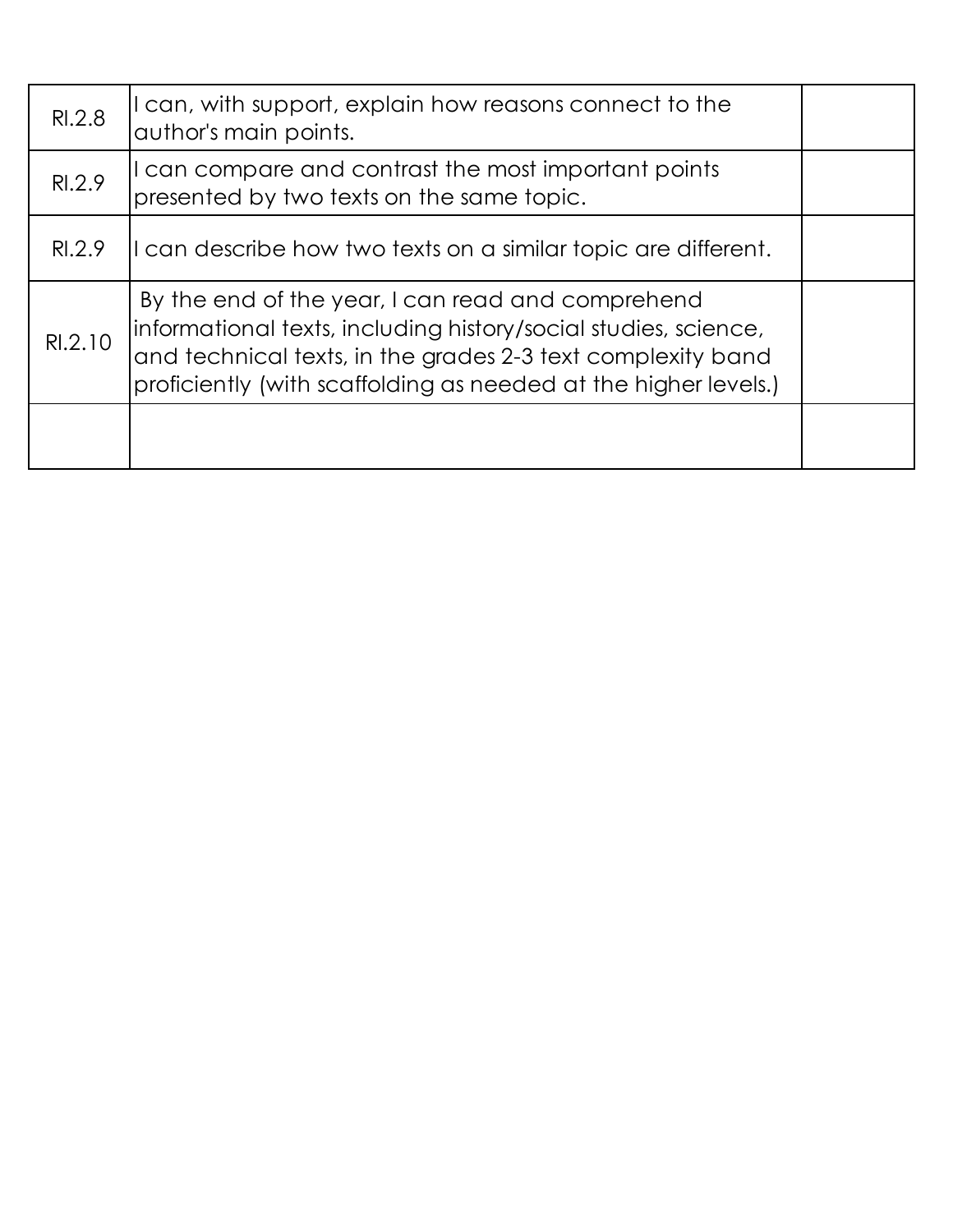| | | |
|---|---|---|
| RI.2.8 | I can, with support, explain how reasons connect to the author's main points. | |
| RI.2.9 | I can compare and contrast the most important points presented by two texts on the same topic. | |
| RI.2.9 | I can describe how two texts on a similar topic are different. | |
| RI.2.10 | By the end of the year, I can read and comprehend informational texts, including history/social studies, science, and technical texts, in the grades 2-3 text complexity band proficiently (with scaffolding as needed at the higher levels.) | |
| | | |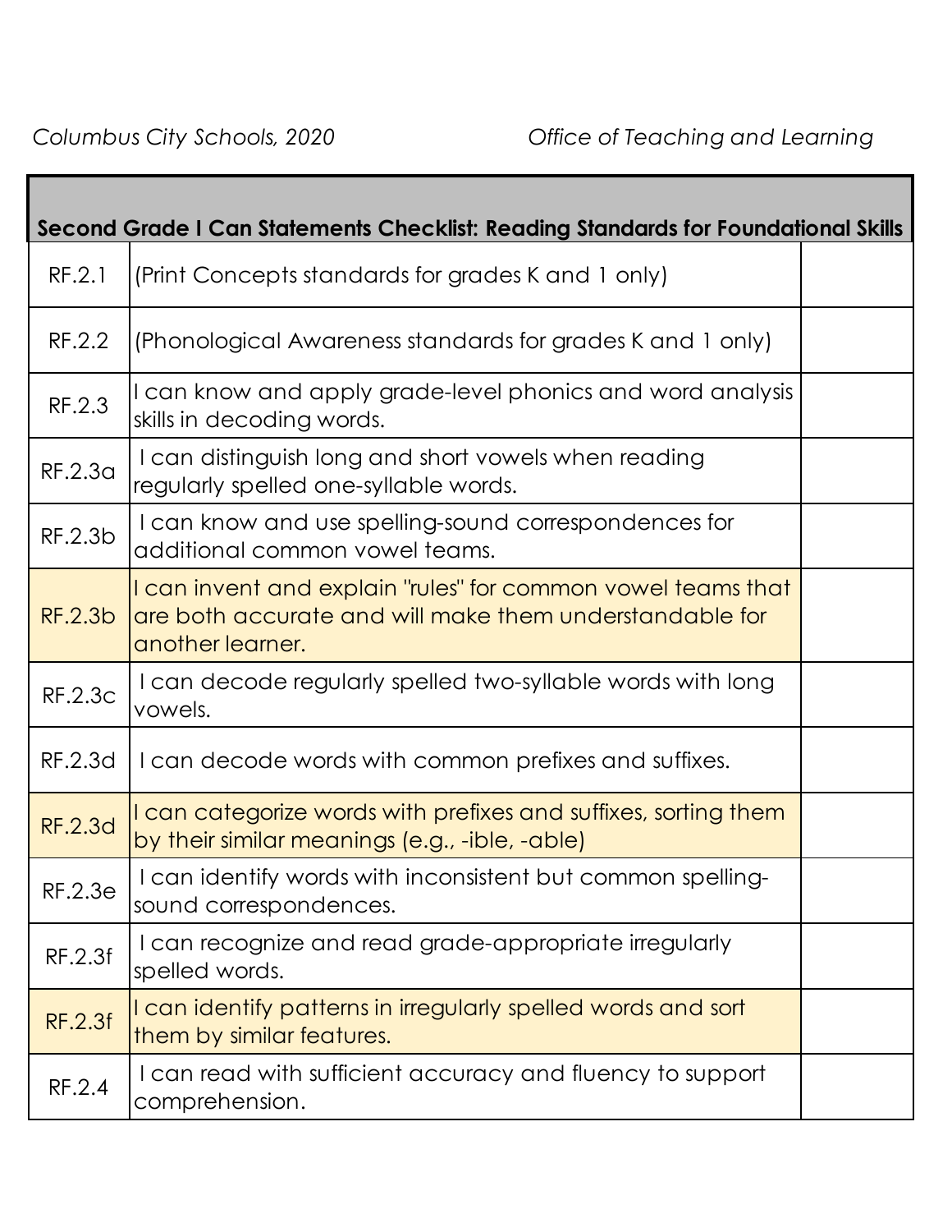| Second Grade I Can Statements Checklist: Reading Standards for Foundational Skills | | |
|---|---|---|
| RF.2.1 | (Print Concepts standards for grades K and 1 only) | |
| RF.2.2 | (Phonological Awareness standards for grades K and 1 only) | |
| RF.2.3 | I can know and apply grade-level phonics and word analysis skills in decoding words. | |
| RF.2.3a | I can distinguish long and short vowels when reading regularly spelled one-syllable words. | |
| RF.2.3b | I can know and use spelling-sound correspondences for additional common vowel teams. | |
| RF.2.3b | I can invent and explain "rules" for common vowel teams that are both accurate and will make them understandable for another learner. | |
| RF.2.3c | I can decode regularly spelled two-syllable words with long vowels. | |
| RF.2.3d | I can decode words with common prefixes and suffixes. | |
| RF.2.3d | I can categorize words with prefixes and suffixes, sorting them by their similar meanings (e.g., -ible, -able) | |
| RF.2.3e | I can identify words with inconsistent but common spelling-sound correspondences. | |
| RF.2.3f | I can recognize and read grade-appropriate irregularly spelled words. | |
| RF.2.3f | I can identify patterns in irregularly spelled words and sort them by similar features. | |
| RF.2.4 | I can read with sufficient accuracy and fluency to support comprehension. | |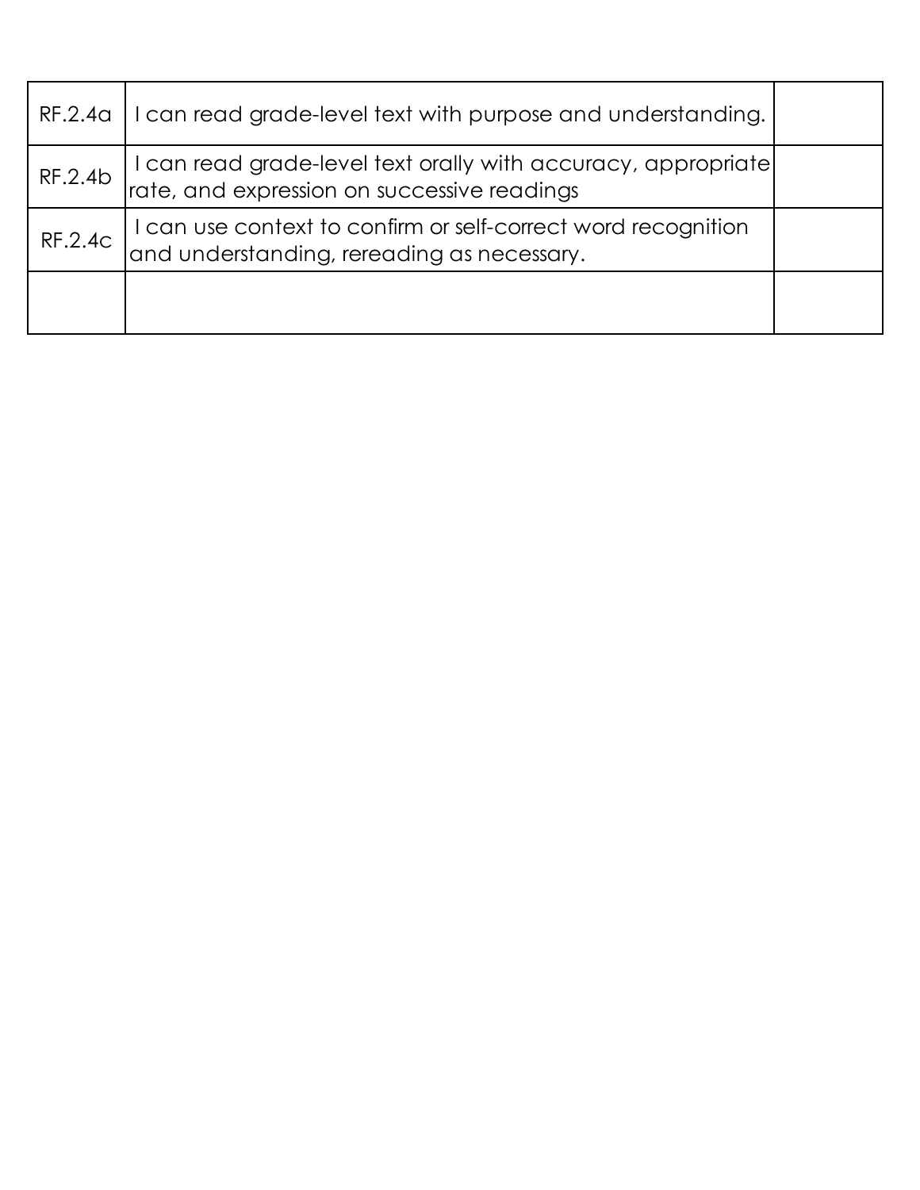| | | |
|---|---|---|
| RF.2.4a | I can read grade-level text with purpose and understanding. | |
| RF.2.4b | I can read grade-level text orally with accuracy, appropriate rate, and expression on successive readings | |
| RF.2.4c | I can use context to confirm or self-correct word recognition and understanding, rereading as necessary. | |
| | | |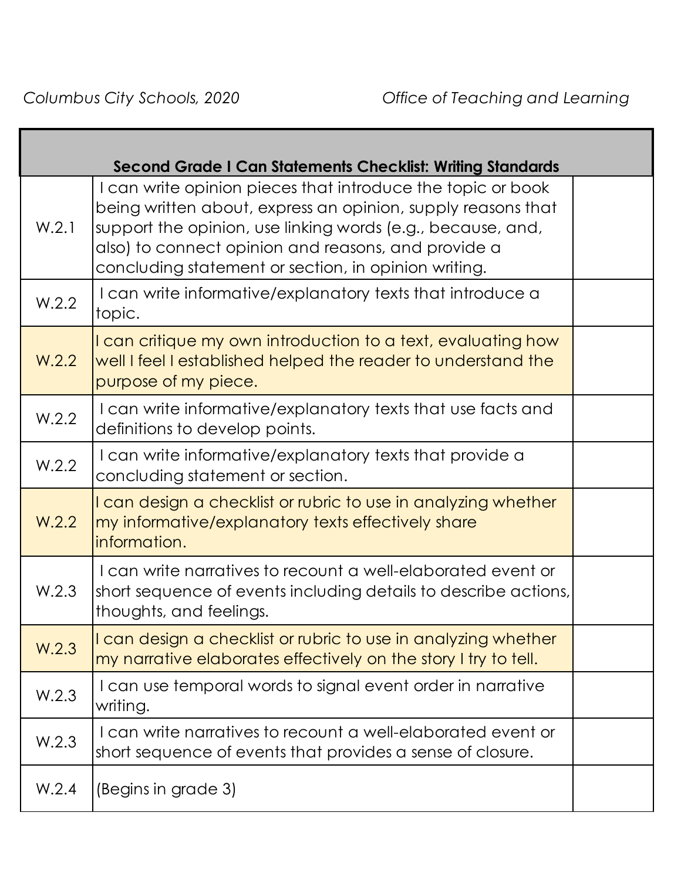| Second Grade I Can Statements Checklist: Writing Standards | | |
|---|---|---|
| W.2.1 | I can write opinion pieces that introduce the topic or book being written about, express an opinion, supply reasons that support the opinion, use linking words (e.g., because, and, also) to connect opinion and reasons, and provide a concluding statement or section, in opinion writing. | |
| W.2.2 | I can write informative/explanatory texts that introduce a topic. | |
| W.2.2 | I can critique my own introduction to a text, evaluating how well I feel I established helped the reader to understand the purpose of my piece. | |
| W.2.2 | I can write informative/explanatory texts that use facts and definitions to develop points. | |
| W.2.2 | I can write informative/explanatory texts that provide a concluding statement or section. | |
| W.2.2 | I can design a checklist or rubric to use in analyzing whether my informative/explanatory texts effectively share information. | |
| W.2.3 | I can write narratives to recount a well-elaborated event or short sequence of events including details to describe actions, thoughts, and feelings. | |
| W.2.3 | I can design a checklist or rubric to use in analyzing whether my narrative elaborates effectively on the story I try to tell. | |
| W.2.3 | I can use temporal words to signal event order in narrative writing. | |
| W.2.3 | I can write narratives to recount a well-elaborated event or short sequence of events that provides a sense of closure. | |
| W.2.4 | (Begins in grade 3) | |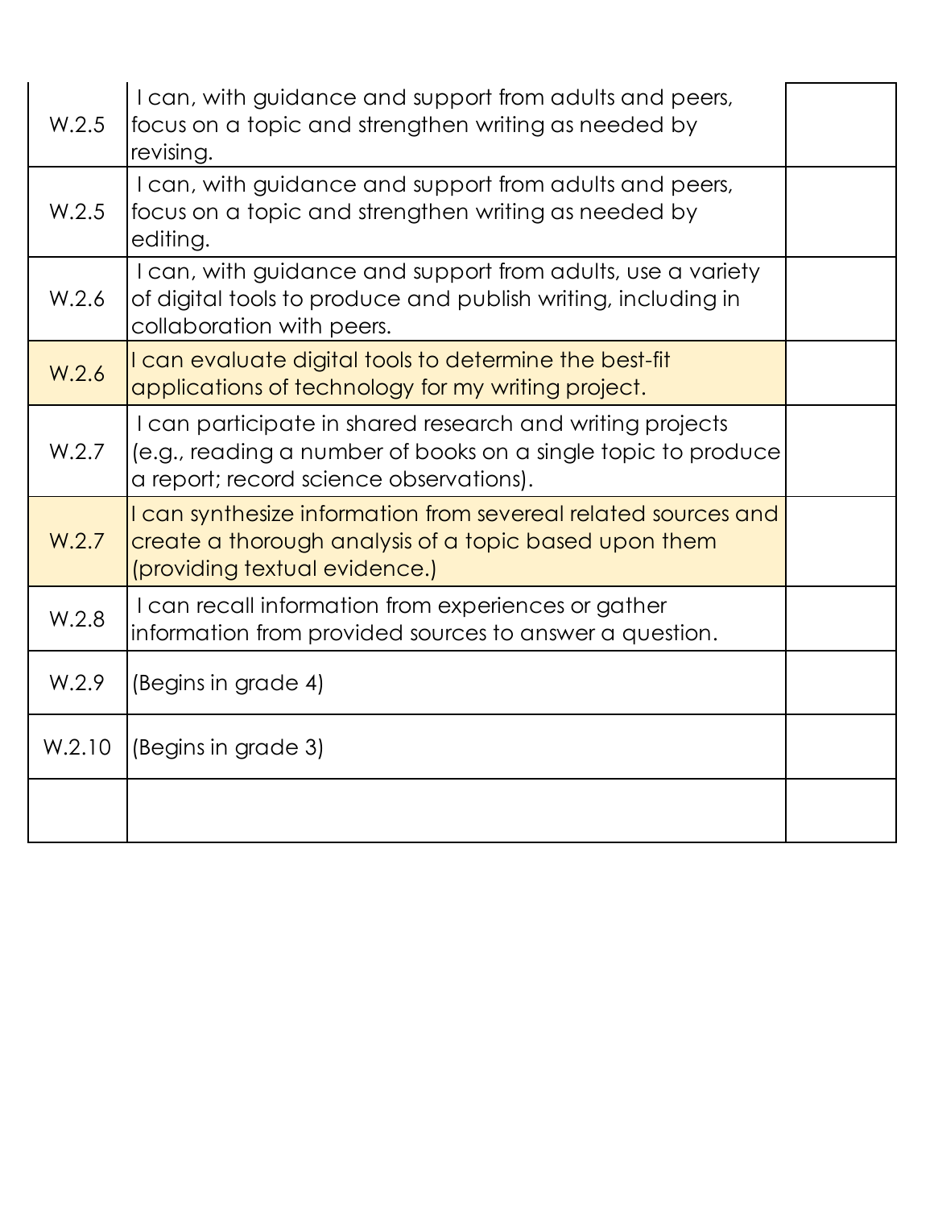| | | |
|---|---|---|
| W.2.5 | I can, with guidance and support from adults and peers, focus on a topic and strengthen writing as needed by revising. | |
| W.2.5 | I can, with guidance and support from adults and peers, focus on a topic and strengthen writing as needed by editing. | |
| W.2.6 | I can, with guidance and support from adults, use a variety of digital tools to produce and publish writing, including in collaboration with peers. | |
| W.2.6 | I can evaluate digital tools to determine the best-fit applications of technology for my writing project. | |
| W.2.7 | I can participate in shared research and writing projects (e.g., reading a number of books on a single topic to produce a report; record science observations). | |
| W.2.7 | I can synthesize information from severeal related sources and create a thorough analysis of a topic based upon them (providing textual evidence.) | |
| W.2.8 | I can recall information from experiences or gather information from provided sources to answer a question. | |
| W.2.9 | (Begins in grade 4) | |
| W.2.10 | (Begins in grade 3) | |
| | | |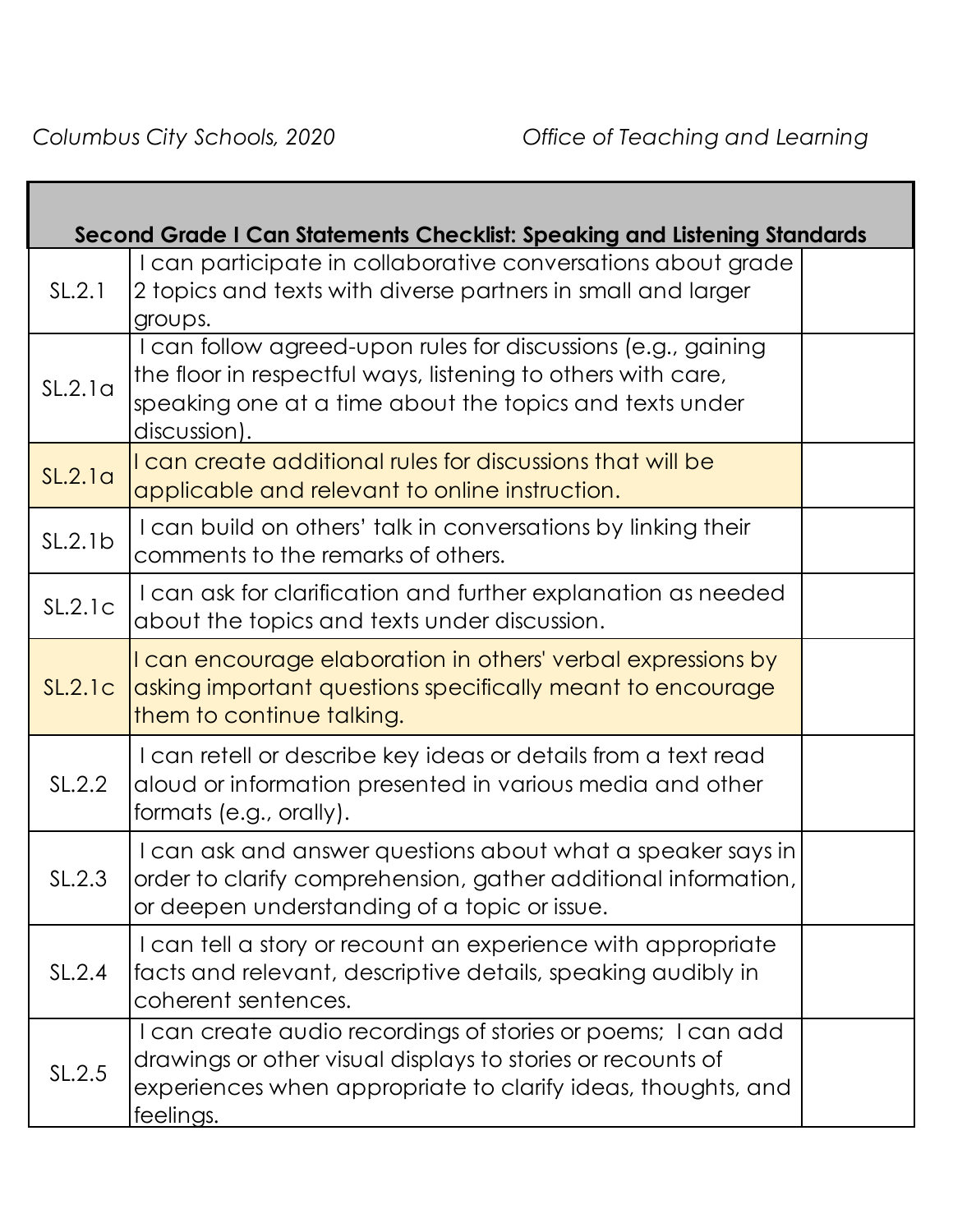| Second Grade I Can Statements Checklist: Speaking and Listening Standards | | |
|---|---|---|
| SL.2.1 | I can participate in collaborative conversations about grade 2 topics and texts with diverse partners in small and larger groups. | |
| SL.2.1a | I can follow agreed-upon rules for discussions (e.g., gaining the floor in respectful ways, listening to others with care, speaking one at a time about the topics and texts under discussion). | |
| SL.2.1a | I can create additional rules for discussions that will be applicable and relevant to online instruction. | |
| SL.2.1b | I can build on others' talk in conversations by linking their comments to the remarks of others. | |
| SL.2.1c | I can ask for clarification and further explanation as needed about the topics and texts under discussion. | |
| SL.2.1c | I can encourage elaboration in others' verbal expressions by asking important questions specifically meant to encourage them to continue talking. | |
| SL.2.2 | I can retell or describe key ideas or details from a text read aloud or information presented in various media and other formats (e.g., orally). | |
| SL.2.3 | I can ask and answer questions about what a speaker says in order to clarify comprehension, gather additional information, or deepen understanding of a topic or issue. | |
| SL.2.4 | I can tell a story or recount an experience with appropriate facts and relevant, descriptive details, speaking audibly in coherent sentences. | |
| SL.2.5 | I can create audio recordings of stories or poems; I can add drawings or other visual displays to stories or recounts of experiences when appropriate to clarify ideas, thoughts, and feelings. | |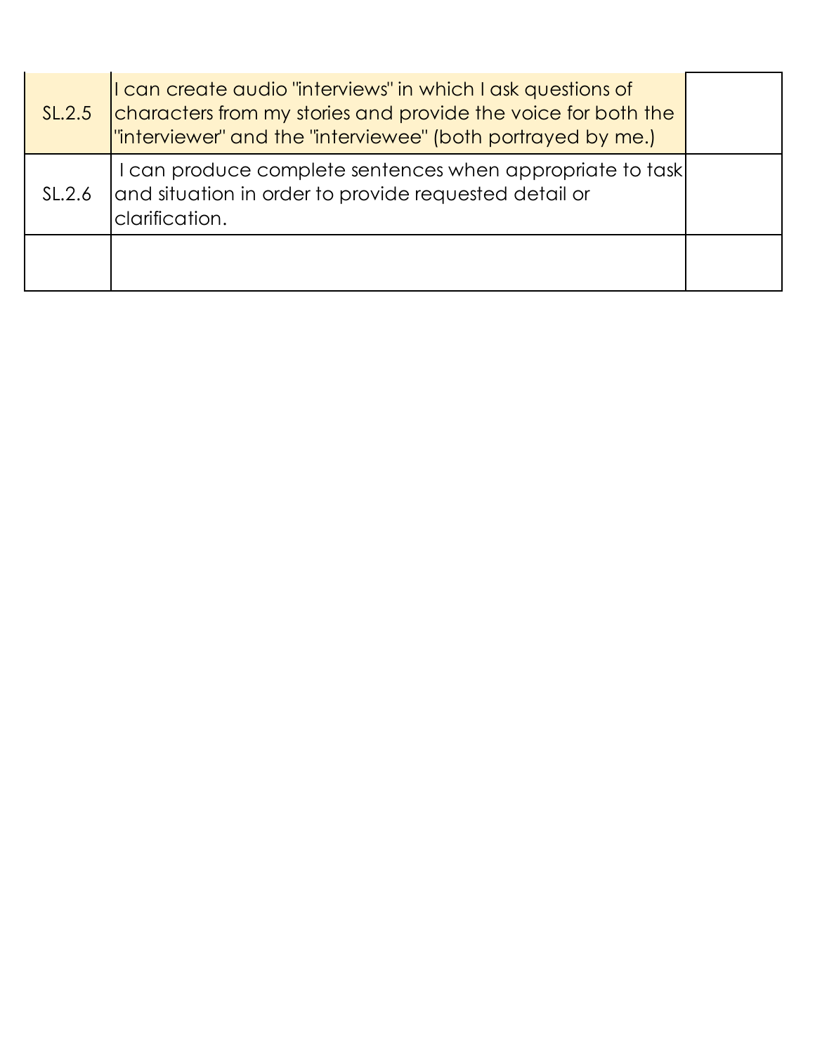| | | |
|---|---|---|
| SL.2.5 | I can create audio "interviews" in which I ask questions of characters from my stories and provide the voice for both the "interviewer" and the "interviewee" (both portrayed by me.) | |
| SL.2.6 | I can produce complete sentences when appropriate to task and situation in order to provide requested detail or clarification. | |
| | | |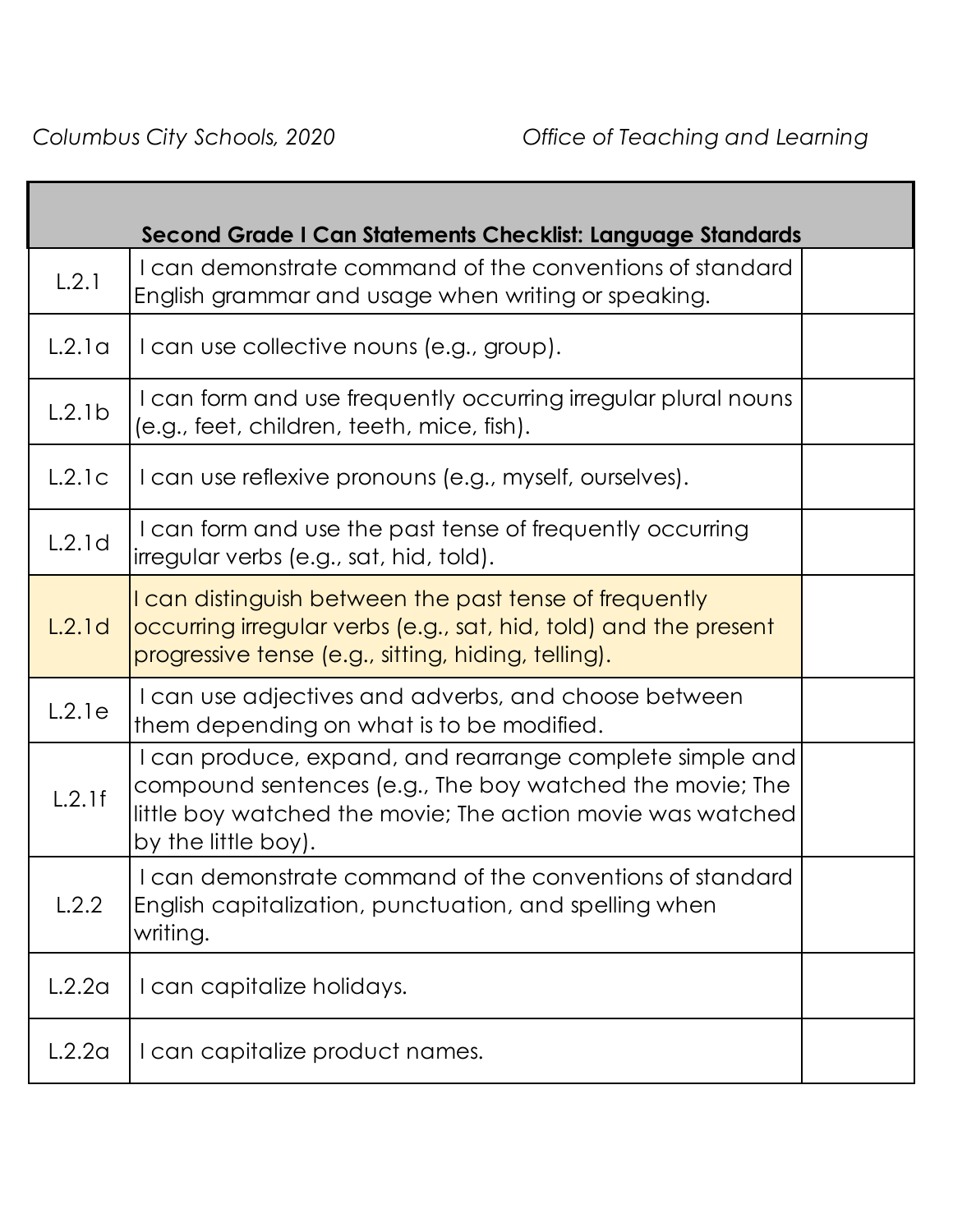| Second Grade I Can Statements Checklist: Language Standards | | |
|---|---|---|
| L.2.1 | I can demonstrate command of the conventions of standard English grammar and usage when writing or speaking. | |
| L.2.1a | I can use collective nouns (e.g., group). | |
| L.2.1b | I can form and use frequently occurring irregular plural nouns (e.g., feet, children, teeth, mice, fish). | |
| L.2.1c | I can use reflexive pronouns (e.g., myself, ourselves). | |
| L.2.1d | I can form and use the past tense of frequently occurring irregular verbs (e.g., sat, hid, told). | |
| L.2.1d | I can distinguish between the past tense of frequently occurring irregular verbs (e.g., sat, hid, told) and the present progressive tense (e.g., sitting, hiding, telling). | |
| L.2.1e | I can use adjectives and adverbs, and choose between them depending on what is to be modified. | |
| L.2.1f | I can produce, expand, and rearrange complete simple and compound sentences (e.g., The boy watched the movie; The little boy watched the movie; The action movie was watched by the little boy). | |
| L.2.2 | I can demonstrate command of the conventions of standard English capitalization, punctuation, and spelling when writing. | |
| L.2.2a | I can capitalize holidays. | |
| L.2.2a | I can capitalize product names. | |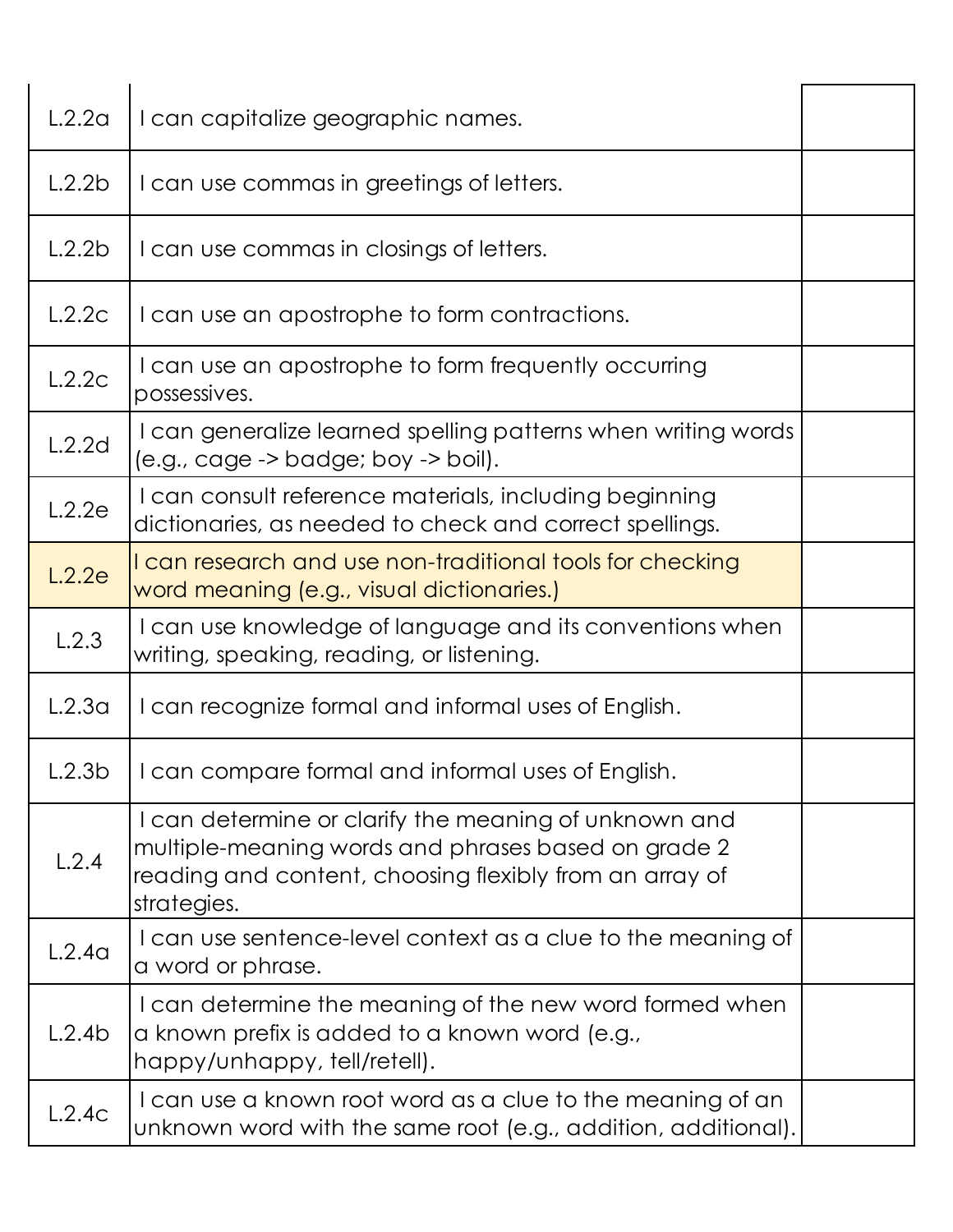| | | |
|---|---|---|
| L.2.2a | I can capitalize geographic names. | |
| L.2.2b | I can use commas in greetings of letters. | |
| L.2.2b | I can use commas in closings of letters. | |
| L.2.2c | I can use an apostrophe to form contractions. | |
| L.2.2c | I can use an apostrophe to form frequently occurring possessives. | |
| L.2.2d | I can generalize learned spelling patterns when writing words (e.g., cage -> badge; boy -> boil). | |
| L.2.2e | I can consult reference materials, including beginning dictionaries, as needed to check and correct spellings. | |
| L.2.2e | I can research and use non-traditional tools for checking word meaning (e.g., visual dictionaries.) | |
| L.2.3 | I can use knowledge of language and its conventions when writing, speaking, reading, or listening. | |
| L.2.3a | I can recognize formal and informal uses of English. | |
| L.2.3b | I can compare formal and informal uses of English. | |
| L.2.4 | I can determine or clarify the meaning of unknown and multiple-meaning words and phrases based on grade 2 reading and content, choosing flexibly from an array of strategies. | |
| L.2.4a | I can use sentence-level context as a clue to the meaning of a word or phrase. | |
| L.2.4b | I can determine the meaning of the new word formed when a known prefix is added to a known word (e.g., happy/unhappy, tell/retell). | |
| L.2.4c | I can use a known root word as a clue to the meaning of an unknown word with the same root (e.g., addition, additional). | |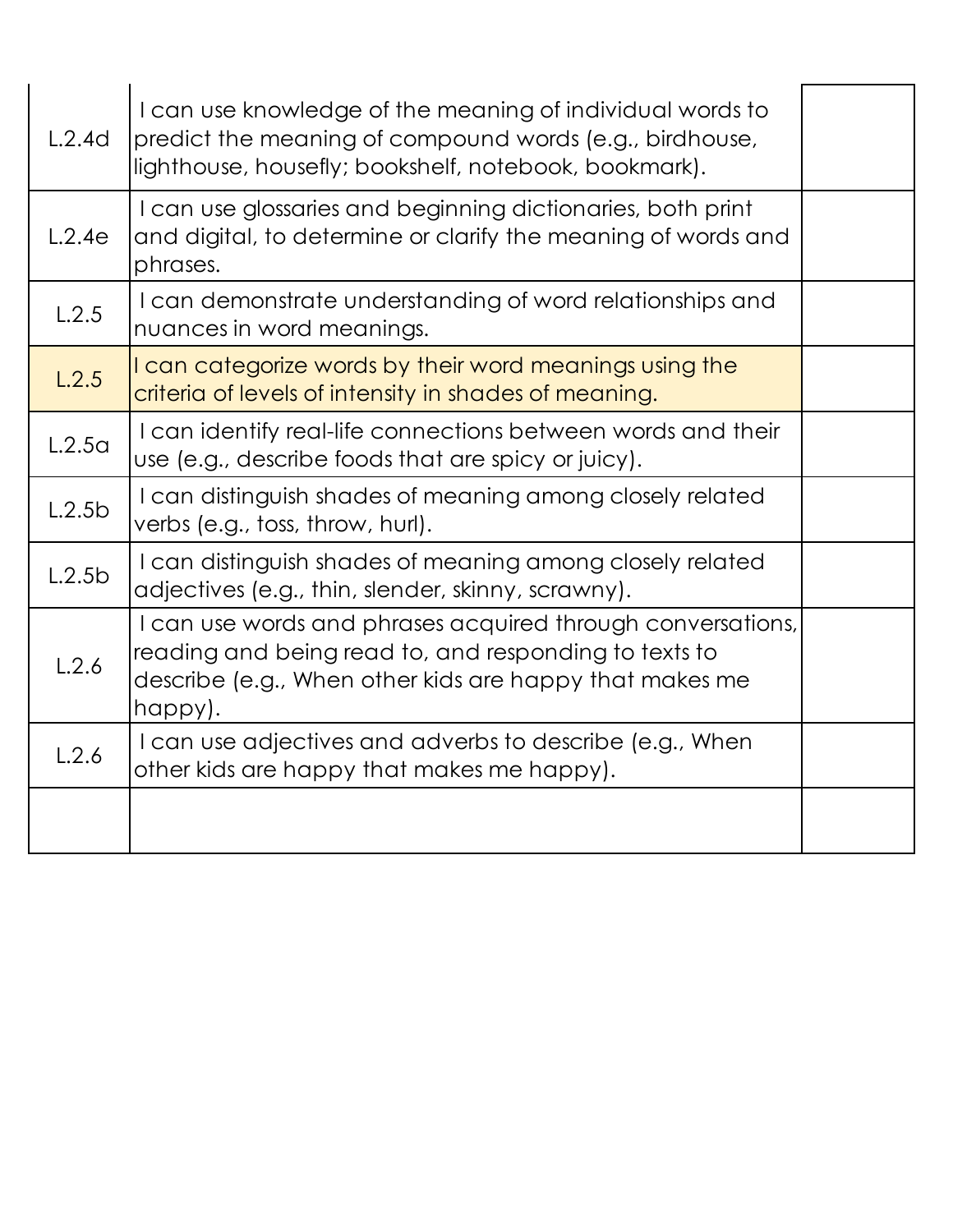| | | |
|---|---|---|
| L.2.4d | I can use knowledge of the meaning of individual words to predict the meaning of compound words (e.g., birdhouse, lighthouse, housefly; bookshelf, notebook, bookmark). | |
| L.2.4e | I can use glossaries and beginning dictionaries, both print and digital, to determine or clarify the meaning of words and phrases. | |
| L.2.5 | I can demonstrate understanding of word relationships and nuances in word meanings. | |
| L.2.5 | I can categorize words by their word meanings using the criteria of levels of intensity in shades of meaning. | |
| L.2.5a | I can identify real-life connections between words and their use (e.g., describe foods that are spicy or juicy). | |
| L.2.5b | I can distinguish shades of meaning among closely related verbs (e.g., toss, throw, hurl). | |
| L.2.5b | I can distinguish shades of meaning among closely related adjectives (e.g., thin, slender, skinny, scrawny). | |
| L.2.6 | I can use words and phrases acquired through conversations, reading and being read to, and responding to texts to describe (e.g., When other kids are happy that makes me happy). | |
| L.2.6 | I can use adjectives and adverbs to describe (e.g., When other kids are happy that makes me happy). | |
| | | |